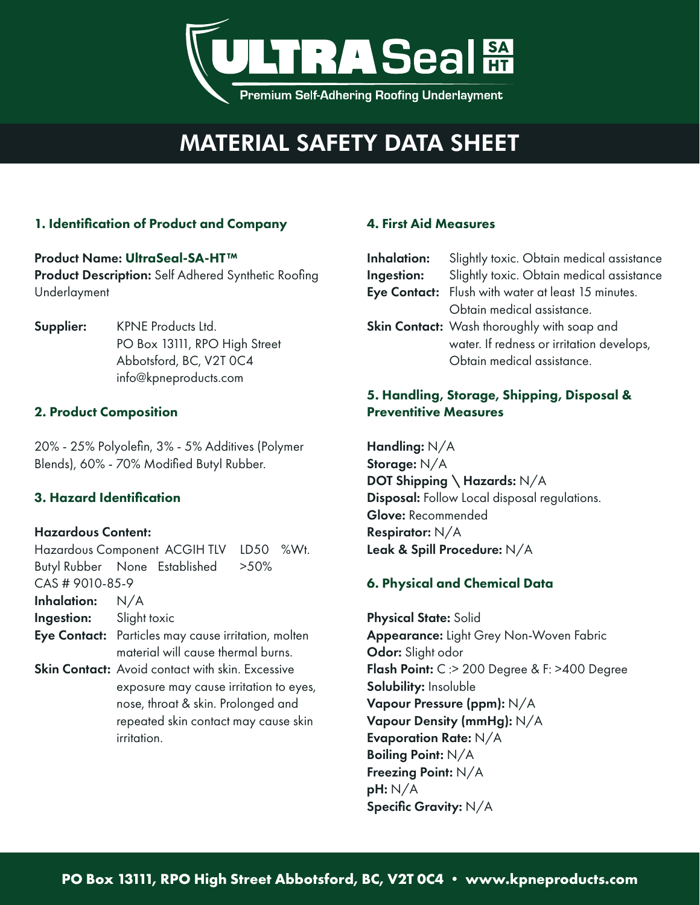# ULTRASeal SA HT

Premium Self-Adhering Roofing Underlayment

# MATERIAL SAFETY DATA SHEET

## 1. Identification of Product and Company

**Product Name:** **UltraSeal-SA-HT™**
**Product Description:** Self Adhered Synthetic Roofing Underlayment

**Supplier:** KPNE Products Ltd.
PO Box 13111, RPO High Street
Abbotsford, BC, V2T 0C4
info@kpneproducts.com

## 2. Product Composition

20% - 25% Polyolefin, 3% - 5% Additives (Polymer Blends), 60% - 70% Modified Butyl Rubber.

## 3. Hazard Identification

**Hazardous Content:**

| Hazardous Component | ACGIH TLV | LD50 | %Wt. |
|---|---|---|---|
| Butyl Rubber CAS # 9010-85-9 | None Established | | >50% |

**Inhalation:** N/A
**Ingestion:** Slight toxic
**Eye Contact:** Particles may cause irritation, molten material will cause thermal burns.
**Skin Contact:** Avoid contact with skin. Excessive exposure may cause irritation to eyes, nose, throat & skin. Prolonged and repeated skin contact may cause skin irritation.

## 4. First Aid Measures

**Inhalation:** Slightly toxic. Obtain medical assistance
**Ingestion:** Slightly toxic. Obtain medical assistance
**Eye Contact:** Flush with water at least 15 minutes. Obtain medical assistance.
**Skin Contact:** Wash thoroughly with soap and water. If redness or irritation develops, Obtain medical assistance.

## 5. Handling, Storage, Shipping, Disposal & Preventitive Measures

**Handling:** N/A
**Storage:** N/A
**DOT Shipping \ Hazards:** N/A
**Disposal:** Follow Local disposal regulations.
**Glove:** Recommended
**Respirator:** N/A
**Leak & Spill Procedure:** N/A

## 6. Physical and Chemical Data

**Physical State:** Solid
**Appearance:** Light Grey Non-Woven Fabric
**Odor:** Slight odor
**Flash Point:** C :> 200 Degree & F: >400 Degree
**Solubility:** Insoluble
**Vapour Pressure (ppm):** N/A
**Vapour Density (mmHg):** N/A
**Evaporation Rate:** N/A
**Boiling Point:** N/A
**Freezing Point:** N/A
**pH:** N/A
**Specific Gravity:** N/A

**PO Box 13111, RPO High Street Abbotsford, BC, V2T 0C4 • www.kpneproducts.com**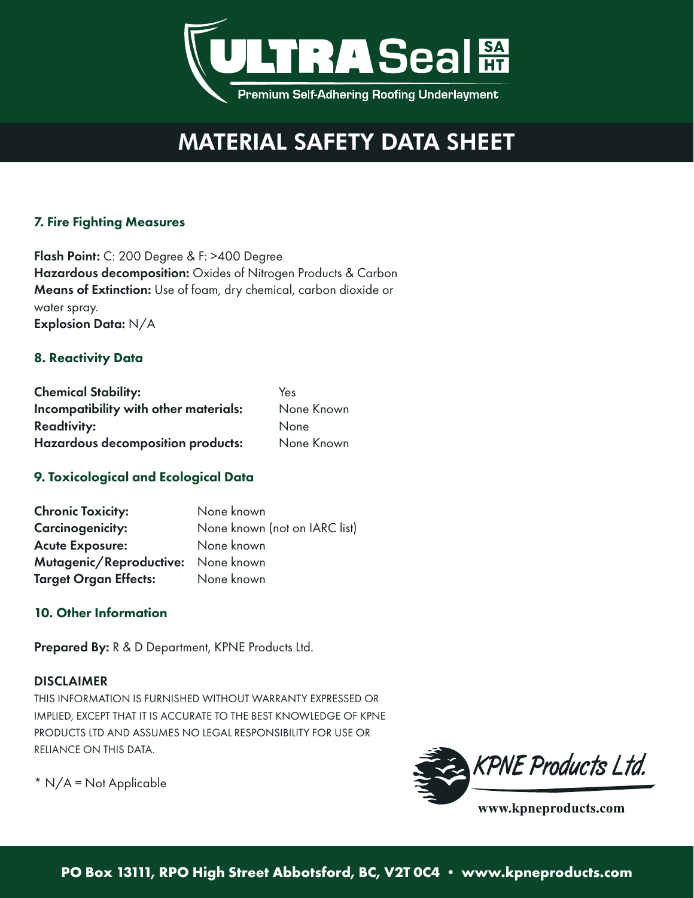# MATERIAL SAFETY DATA SHEET

## 7. Fire Fighting Measures

**Flash Point:** C: 200 Degree & F: >400 Degree
**Hazardous decomposition:** Oxides of Nitrogen Products & Carbon
**Means of Extinction:** Use of foam, dry chemical, carbon dioxide or water spray.
**Explosion Data:** N/A

## 8. Reactivity Data

| | |
|---|---|
| **Chemical Stability:** | Yes |
| **Incompatibility with other materials:** | None Known |
| **Readtivity:** | None |
| **Hazardous decomposition products:** | None Known |

## 9. Toxicological and Ecological Data

| | |
|---|---|
| **Chronic Toxicity:** | None known |
| **Carcinogenicity:** | None known (not on IARC list) |
| **Acute Exposure:** | None known |
| **Mutagenic/Reproductive:** | None known |
| **Target Organ Effects:** | None known |

## 10. Other Information

**Prepared By:** R & D Department, KPNE Products Ltd.

**DISCLAIMER**

THIS INFORMATION IS FURNISHED WITHOUT WARRANTY EXPRESSED OR IMPLIED, EXCEPT THAT IT IS ACCURATE TO THE BEST KNOWLEDGE OF KPNE PRODUCTS LTD AND ASSUMES NO LEGAL RESPONSIBILITY FOR USE OR RELIANCE ON THIS DATA.

* N/A = Not Applicable

KPNE Products Ltd.
www.kpneproducts.com

PO Box 13111, RPO High Street Abbotsford, BC, V2T 0C4 • www.kpneproducts.com